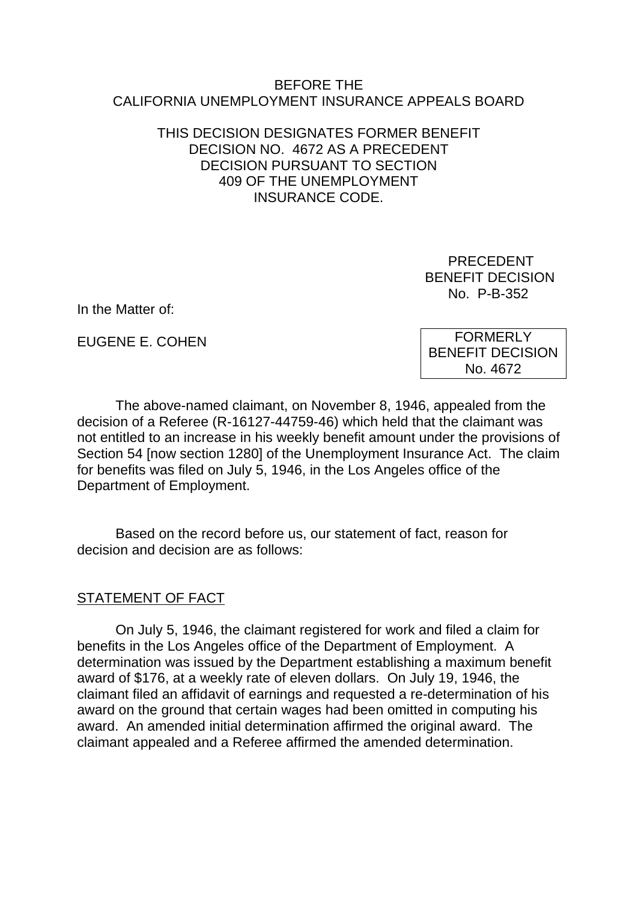BEFORE THE
CALIFORNIA UNEMPLOYMENT INSURANCE APPEALS BOARD

THIS DECISION DESIGNATES FORMER BENEFIT DECISION NO. 4672 AS A PRECEDENT DECISION PURSUANT TO SECTION 409 OF THE UNEMPLOYMENT INSURANCE CODE.

PRECEDENT
BENEFIT DECISION
No. P-B-352

In the Matter of:

EUGENE E. COHEN

FORMERLY
BENEFIT DECISION
No. 4672

The above-named claimant, on November 8, 1946, appealed from the decision of a Referee (R-16127-44759-46) which held that the claimant was not entitled to an increase in his weekly benefit amount under the provisions of Section 54 [now section 1280] of the Unemployment Insurance Act. The claim for benefits was filed on July 5, 1946, in the Los Angeles office of the Department of Employment.

Based on the record before us, our statement of fact, reason for decision and decision are as follows:

## STATEMENT OF FACT

On July 5, 1946, the claimant registered for work and filed a claim for benefits in the Los Angeles office of the Department of Employment. A determination was issued by the Department establishing a maximum benefit award of $176, at a weekly rate of eleven dollars. On July 19, 1946, the claimant filed an affidavit of earnings and requested a re-determination of his award on the ground that certain wages had been omitted in computing his award. An amended initial determination affirmed the original award. The claimant appealed and a Referee affirmed the amended determination.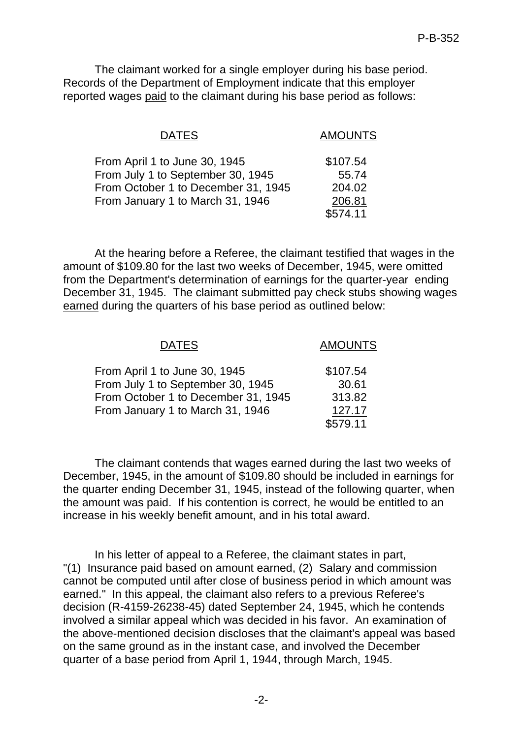The claimant worked for a single employer during his base period. Records of the Department of Employment indicate that this employer reported wages paid to the claimant during his base period as follows:

| DATES | AMOUNTS |
|---|---|
| From April 1 to June 30, 1945 | $107.54 |
| From July 1 to September 30, 1945 | 55.74 |
| From October 1 to December 31, 1945 | 204.02 |
| From January 1 to March 31, 1946 | 206.81 |
| | $574.11 |

At the hearing before a Referee, the claimant testified that wages in the amount of $109.80 for the last two weeks of December, 1945, were omitted from the Department's determination of earnings for the quarter-year ending December 31, 1945. The claimant submitted pay check stubs showing wages earned during the quarters of his base period as outlined below:

| DATES | AMOUNTS |
|---|---|
| From April 1 to June 30, 1945 | $107.54 |
| From July 1 to September 30, 1945 | 30.61 |
| From October 1 to December 31, 1945 | 313.82 |
| From January 1 to March 31, 1946 | 127.17 |
| | $579.11 |

The claimant contends that wages earned during the last two weeks of December, 1945, in the amount of $109.80 should be included in earnings for the quarter ending December 31, 1945, instead of the following quarter, when the amount was paid. If his contention is correct, he would be entitled to an increase in his weekly benefit amount, and in his total award.

In his letter of appeal to a Referee, the claimant states in part, "(1) Insurance paid based on amount earned, (2) Salary and commission cannot be computed until after close of business period in which amount was earned." In this appeal, the claimant also refers to a previous Referee's decision (R-4159-26238-45) dated September 24, 1945, which he contends involved a similar appeal which was decided in his favor. An examination of the above-mentioned decision discloses that the claimant's appeal was based on the same ground as in the instant case, and involved the December quarter of a base period from April 1, 1944, through March, 1945.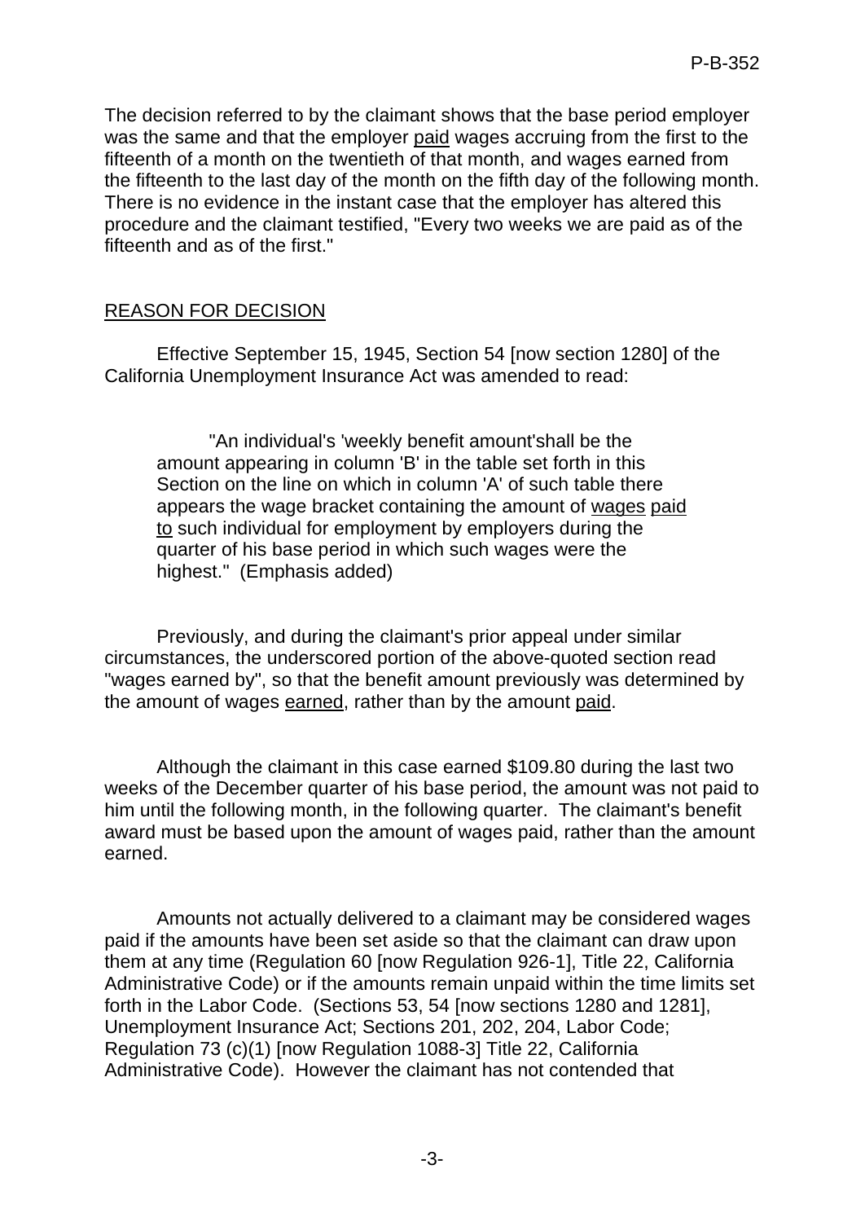The decision referred to by the claimant shows that the base period employer was the same and that the employer paid wages accruing from the first to the fifteenth of a month on the twentieth of that month, and wages earned from the fifteenth to the last day of the month on the fifth day of the following month. There is no evidence in the instant case that the employer has altered this procedure and the claimant testified, "Every two weeks we are paid as of the fifteenth and as of the first."

## REASON FOR DECISION

Effective September 15, 1945, Section 54 [now section 1280] of the California Unemployment Insurance Act was amended to read:

> "An individual's 'weekly benefit amount'shall be the amount appearing in column 'B' in the table set forth in this Section on the line on which in column 'A' of such table there appears the wage bracket containing the amount of wages paid to such individual for employment by employers during the quarter of his base period in which such wages were the highest." (Emphasis added)

Previously, and during the claimant's prior appeal under similar circumstances, the underscored portion of the above-quoted section read "wages earned by", so that the benefit amount previously was determined by the amount of wages earned, rather than by the amount paid.

Although the claimant in this case earned $109.80 during the last two weeks of the December quarter of his base period, the amount was not paid to him until the following month, in the following quarter. The claimant's benefit award must be based upon the amount of wages paid, rather than the amount earned.

Amounts not actually delivered to a claimant may be considered wages paid if the amounts have been set aside so that the claimant can draw upon them at any time (Regulation 60 [now Regulation 926-1], Title 22, California Administrative Code) or if the amounts remain unpaid within the time limits set forth in the Labor Code. (Sections 53, 54 [now sections 1280 and 1281], Unemployment Insurance Act; Sections 201, 202, 204, Labor Code; Regulation 73 (c)(1) [now Regulation 1088-3] Title 22, California Administrative Code). However the claimant has not contended that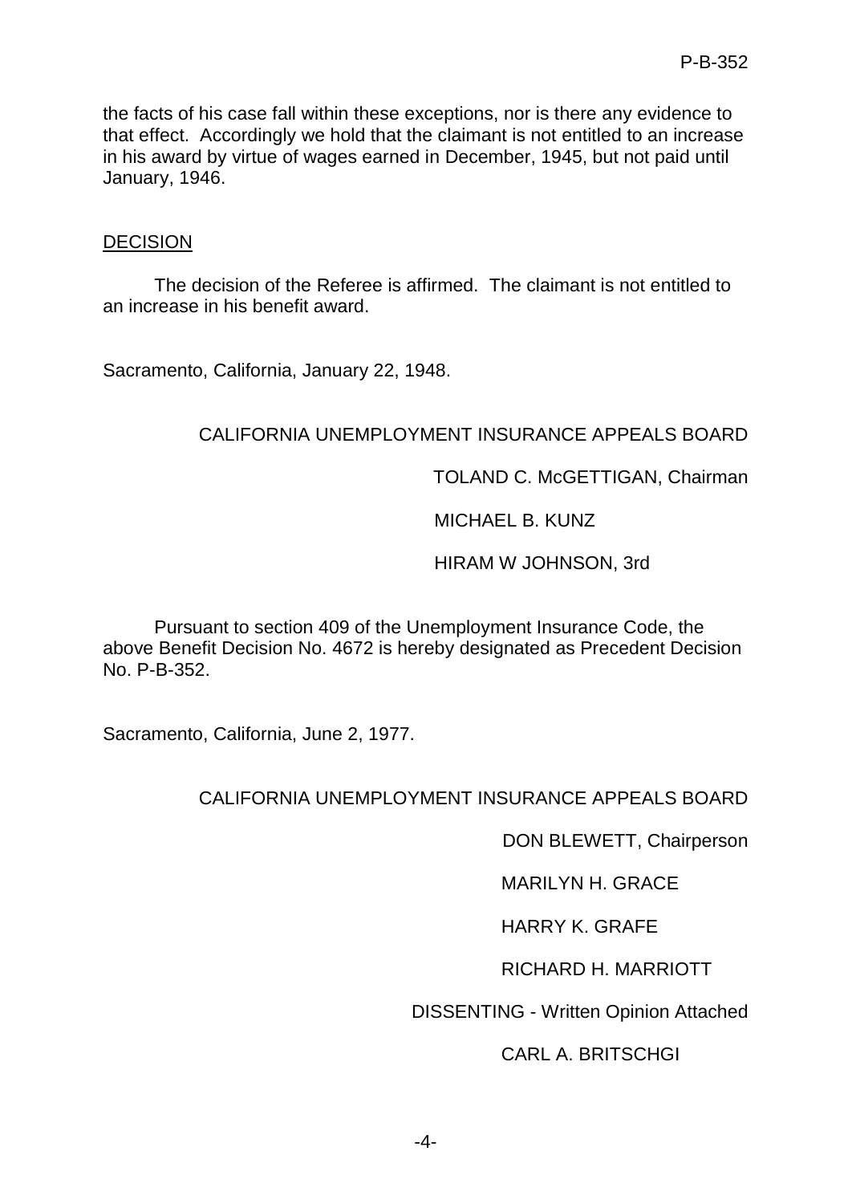the facts of his case fall within these exceptions, nor is there any evidence to that effect. Accordingly we hold that the claimant is not entitled to an increase in his award by virtue of wages earned in December, 1945, but not paid until January, 1946.

DECISION

The decision of the Referee is affirmed. The claimant is not entitled to an increase in his benefit award.

Sacramento, California, January 22, 1948.

CALIFORNIA UNEMPLOYMENT INSURANCE APPEALS BOARD

TOLAND C. McGETTIGAN, Chairman

MICHAEL B. KUNZ

HIRAM W JOHNSON, 3rd

Pursuant to section 409 of the Unemployment Insurance Code, the above Benefit Decision No. 4672 is hereby designated as Precedent Decision No. P-B-352.

Sacramento, California, June 2, 1977.

CALIFORNIA UNEMPLOYMENT INSURANCE APPEALS BOARD

DON BLEWETT, Chairperson

MARILYN H. GRACE

HARRY K. GRAFE

RICHARD H. MARRIOTT

DISSENTING - Written Opinion Attached

CARL A. BRITSCHGI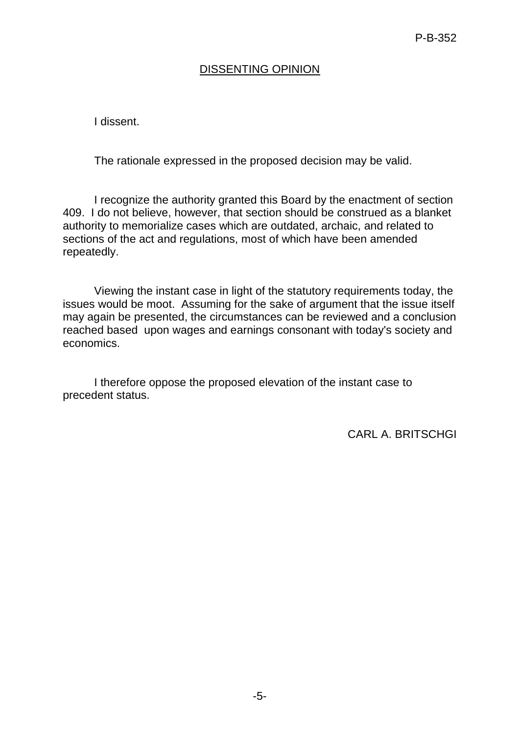## DISSENTING OPINION

I dissent.

The rationale expressed in the proposed decision may be valid.

I recognize the authority granted this Board by the enactment of section 409. I do not believe, however, that section should be construed as a blanket authority to memorialize cases which are outdated, archaic, and related to sections of the act and regulations, most of which have been amended repeatedly.

Viewing the instant case in light of the statutory requirements today, the issues would be moot. Assuming for the sake of argument that the issue itself may again be presented, the circumstances can be reviewed and a conclusion reached based upon wages and earnings consonant with today's society and economics.

I therefore oppose the proposed elevation of the instant case to precedent status.

CARL A. BRITSCHGI